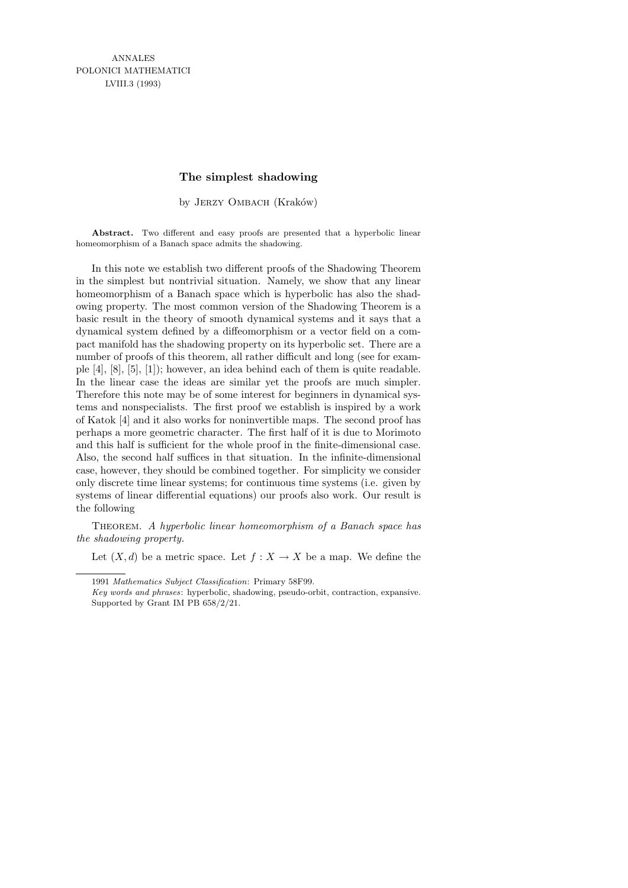ANNALES
POLONICI MATHEMATICI
LVIII.3 (1993)

# The simplest shadowing

by JERZY OMBACH (Kraków)

**Abstract.** Two different and easy proofs are presented that a hyperbolic linear homeomorphism of a Banach space admits the shadowing.

In this note we establish two different proofs of the Shadowing Theorem in the simplest but nontrivial situation. Namely, we show that any linear homeomorphism of a Banach space which is hyperbolic has also the shadowing property. The most common version of the Shadowing Theorem is a basic result in the theory of smooth dynamical systems and it says that a dynamical system defined by a diffeomorphism or a vector field on a compact manifold has the shadowing property on its hyperbolic set. There are a number of proofs of this theorem, all rather difficult and long (see for example [4], [8], [5], [1]); however, an idea behind each of them is quite readable. In the linear case the ideas are similar yet the proofs are much simpler. Therefore this note may be of some interest for beginners in dynamical systems and nonspecialists. The first proof we establish is inspired by a work of Katok [4] and it also works for noninvertible maps. The second proof has perhaps a more geometric character. The first half of it is due to Morimoto and this half is sufficient for the whole proof in the finite-dimensional case. Also, the second half suffices in that situation. In the infinite-dimensional case, however, they should be combined together. For simplicity we consider only discrete time linear systems; for continuous time systems (i.e. given by systems of linear differential equations) our proofs also work. Our result is the following

THEOREM. *A hyperbolic linear homeomorphism of a Banach space has the shadowing property.*

Let $(X, d)$ be a metric space. Let $f : X \to X$ be a map. We define the

---

1991 *Mathematics Subject Classification*: Primary 58F99.

*Key words and phrases*: hyperbolic, shadowing, pseudo-orbit, contraction, expansive.

Supported by Grant IM PB 658/2/21.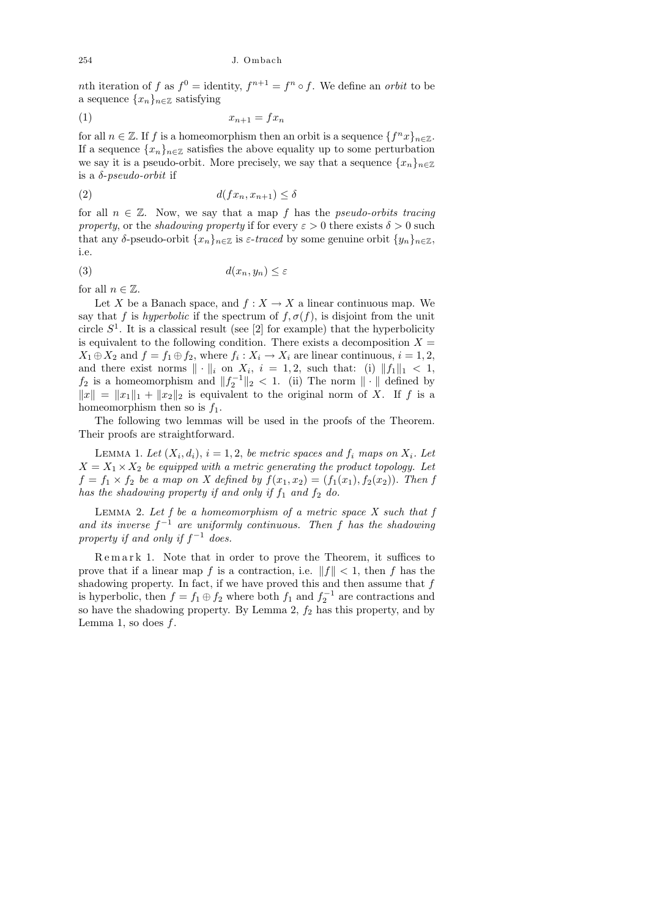$n$th iteration of $f$ as $f^0 =$ identity, $f^{n+1} = f^n \circ f$. We define an *orbit* to be a sequence $\{x_n\}_{n\in\mathbb{Z}}$ satisfying

$$x_{n+1} = fx_n \tag{1}$$

for all $n \in \mathbb{Z}$. If $f$ is a homeomorphism then an orbit is a sequence $\{f^n x\}_{n\in\mathbb{Z}}$. If a sequence $\{x_n\}_{n\in\mathbb{Z}}$ satisfies the above equality up to some perturbation we say it is a pseudo-orbit. More precisely, we say that a sequence $\{x_n\}_{n\in\mathbb{Z}}$ is a $\delta$-*pseudo-orbit* if

$$d(fx_n, x_{n+1}) \le \delta \tag{2}$$

for all $n \in \mathbb{Z}$. Now, we say that a map $f$ has the *pseudo-orbits tracing property*, or the *shadowing property* if for every $\varepsilon > 0$ there exists $\delta > 0$ such that any $\delta$-pseudo-orbit $\{x_n\}_{n\in\mathbb{Z}}$ is $\varepsilon$-*traced* by some genuine orbit $\{y_n\}_{n\in\mathbb{Z}}$, i.e.

$$d(x_n, y_n) \le \varepsilon \tag{3}$$

for all $n \in \mathbb{Z}$.

Let $X$ be a Banach space, and $f : X \to X$ a linear continuous map. We say that $f$ is *hyperbolic* if the spectrum of $f, \sigma(f)$, is disjoint from the unit circle $S^1$. It is a classical result (see [2] for example) that the hyperbolicity is equivalent to the following condition. There exists a decomposition $X = X_1 \oplus X_2$ and $f = f_1 \oplus f_2$, where $f_i : X_i \to X_i$ are linear continuous, $i = 1, 2$, and there exist norms $\|\cdot\|_i$ on $X_i$, $i = 1, 2$, such that: (i) $\|f_1\|_1 < 1$, $f_2$ is a homeomorphism and $\|f_2^{-1}\|_2 < 1$. (ii) The norm $\|\cdot\|$ defined by $\|x\| = \|x_1\|_1 + \|x_2\|_2$ is equivalent to the original norm of $X$. If $f$ is a homeomorphism then so is $f_1$.

The following two lemmas will be used in the proofs of the Theorem. Their proofs are straightforward.

LEMMA 1. *Let $(X_i, d_i)$, $i = 1, 2$, be metric spaces and $f_i$ maps on $X_i$. Let $X = X_1 \times X_2$ be equipped with a metric generating the product topology. Let $f = f_1 \times f_2$ be a map on $X$ defined by $f(x_1, x_2) = (f_1(x_1), f_2(x_2))$. Then $f$ has the shadowing property if and only if $f_1$ and $f_2$ do.*

LEMMA 2. *Let $f$ be a homeomorphism of a metric space $X$ such that $f$ and its inverse $f^{-1}$ are uniformly continuous. Then $f$ has the shadowing property if and only if $f^{-1}$ does.*

Remark 1. Note that in order to prove the Theorem, it suffices to prove that if a linear map $f$ is a contraction, i.e. $\|f\| < 1$, then $f$ has the shadowing property. In fact, if we have proved this and then assume that $f$ is hyperbolic, then $f = f_1 \oplus f_2$ where both $f_1$ and $f_2^{-1}$ are contractions and so have the shadowing property. By Lemma 2, $f_2$ has this property, and by Lemma 1, so does $f$.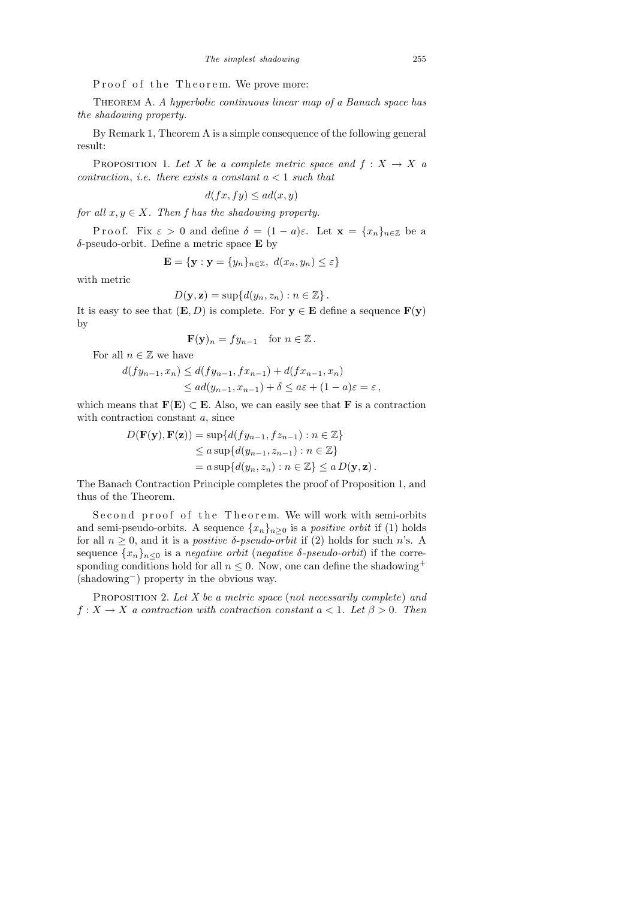Proof of the Theorem. We prove more:

Theorem A. *A hyperbolic continuous linear map of a Banach space has the shadowing property.*

By Remark 1, Theorem A is a simple consequence of the following general result:

Proposition 1. *Let $X$ be a complete metric space and $f : X \to X$ a contraction*, *i.e. there exists a constant $a < 1$ such that*

$$d(fx, fy) \le a d(x, y)$$

*for all $x, y \in X$. Then $f$ has the shadowing property.*

Proof. Fix $\varepsilon > 0$ and define $\delta = (1 - a)\varepsilon$. Let $\mathbf{x} = \{x_n\}_{n \in \mathbb{Z}}$ be a $\delta$-pseudo-orbit. Define a metric space $\mathbf{E}$ by

$$\mathbf{E} = \{\mathbf{y} : \mathbf{y} = \{y_n\}_{n \in \mathbb{Z}},\ d(x_n, y_n) \le \varepsilon\}$$

with metric

$$D(\mathbf{y}, \mathbf{z}) = \sup\{d(y_n, z_n) : n \in \mathbb{Z}\}.$$

It is easy to see that $(\mathbf{E}, D)$ is complete. For $\mathbf{y} \in \mathbf{E}$ define a sequence $\mathbf{F}(\mathbf{y})$ by

$$\mathbf{F}(\mathbf{y})_n = f y_{n-1} \quad \text{for } n \in \mathbb{Z}.$$

For all $n \in \mathbb{Z}$ we have

$$\begin{aligned} d(f y_{n-1}, x_n) &\le d(f y_{n-1}, f x_{n-1}) + d(f x_{n-1}, x_n) \\ &\le a d(y_{n-1}, x_{n-1}) + \delta \le a\varepsilon + (1 - a)\varepsilon = \varepsilon, \end{aligned}$$

which means that $\mathbf{F}(\mathbf{E}) \subset \mathbf{E}$. Also, we can easily see that $\mathbf{F}$ is a contraction with contraction constant $a$, since

$$\begin{aligned} D(\mathbf{F}(\mathbf{y}), \mathbf{F}(\mathbf{z})) &= \sup\{d(f y_{n-1}, f z_{n-1}) : n \in \mathbb{Z}\} \\ &\le a \sup\{d(y_{n-1}, z_{n-1}) : n \in \mathbb{Z}\} \\ &= a \sup\{d(y_n, z_n) : n \in \mathbb{Z}\} \le a\, D(\mathbf{y}, \mathbf{z}). \end{aligned}$$

The Banach Contraction Principle completes the proof of Proposition 1, and thus of the Theorem.

Second proof of the Theorem. We will work with semi-orbits and semi-pseudo-orbits. A sequence $\{x_n\}_{n \ge 0}$ is a *positive orbit* if (1) holds for all $n \ge 0$, and it is a *positive $\delta$-pseudo-orbit* if (2) holds for such $n$'s. A sequence $\{x_n\}_{n \le 0}$ is a *negative orbit* (*negative $\delta$-pseudo-orbit*) if the corresponding conditions hold for all $n \le 0$. Now, one can define the shadowing$^+$ (shadowing$^-$) property in the obvious way.

Proposition 2. *Let $X$ be a metric space* (*not necessarily complete*) *and $f : X \to X$ a contraction with contraction constant $a < 1$. Let $\beta > 0$. Then*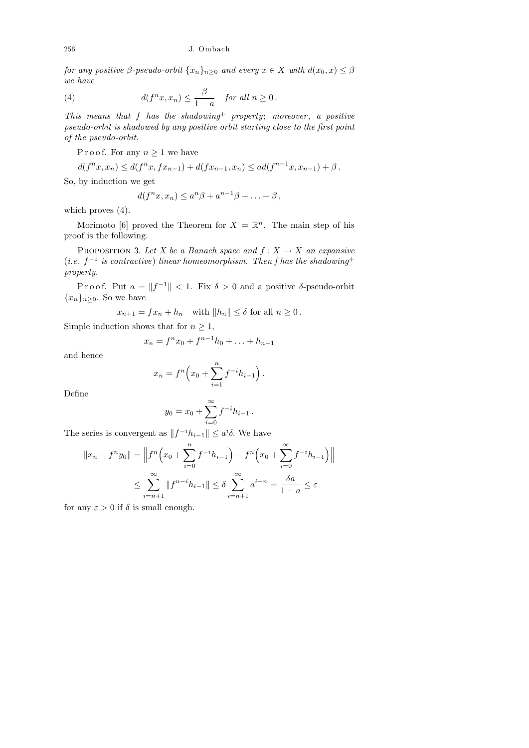*for any positive β-pseudo-orbit* $\{x_n\}_{n\ge 0}$ *and every* $x \in X$ *with* $d(x_0, x) \le \beta$ *we have*

$$d(f^n x, x_n) \le \frac{\beta}{1-a} \quad \text{for all } n \ge 0\,. \tag{4}$$

*This means that f has the shadowing*$^+$ *property*; *moreover*, *a positive pseudo-orbit is shadowed by any positive orbit starting close to the first point of the pseudo-orbit.*

Proof. For any $n \ge 1$ we have

$$d(f^n x, x_n) \le d(f^n x, f x_{n-1}) + d(f x_{n-1}, x_n) \le a d(f^{n-1} x, x_{n-1}) + \beta\,.$$

So, by induction we get

$$d(f^n x, x_n) \le a^n \beta + a^{n-1}\beta + \ldots + \beta\,,$$

which proves (4).

Morimoto [6] proved the Theorem for $X = \mathbb{R}^n$. The main step of his proof is the following.

Proposition 3. *Let X be a Banach space and* $f : X \to X$ *an expansive* (*i.e.* $f^{-1}$ *is contractive*) *linear homeomorphism. Then f has the shadowing*$^+$ *property.*

Proof. Put $a = \|f^{-1}\| < 1$. Fix $\delta > 0$ and a positive $\delta$-pseudo-orbit $\{x_n\}_{n\ge 0}$. So we have

$$x_{n+1} = f x_n + h_n \quad \text{with } \|h_n\| \le \delta \text{ for all } n \ge 0\,.$$

Simple induction shows that for $n \ge 1$,

$$x_n = f^n x_0 + f^{n-1} h_0 + \ldots + h_{n-1}$$

and hence

$$x_n = f^n\Big(x_0 + \sum_{i=1}^{n} f^{-i} h_{i-1}\Big)\,.$$

Define

$$y_0 = x_0 + \sum_{i=0}^{\infty} f^{-i} h_{i-1}\,.$$

The series is convergent as $\|f^{-i} h_{i-1}\| \le a^i \delta$. We have

$$\|x_n - f^n y_0\| = \Big\| f^n\Big(x_0 + \sum_{i=0}^{n} f^{-i} h_{i-1}\Big) - f^n\Big(x_0 + \sum_{i=0}^{\infty} f^{-i} h_{i-1}\Big)\Big\|$$

$$\le \sum_{i=n+1}^{\infty} \|f^{n-i} h_{i-1}\| \le \delta \sum_{i=n+1}^{\infty} a^{i-n} = \frac{\delta a}{1-a} \le \varepsilon$$

for any $\varepsilon > 0$ if $\delta$ is small enough.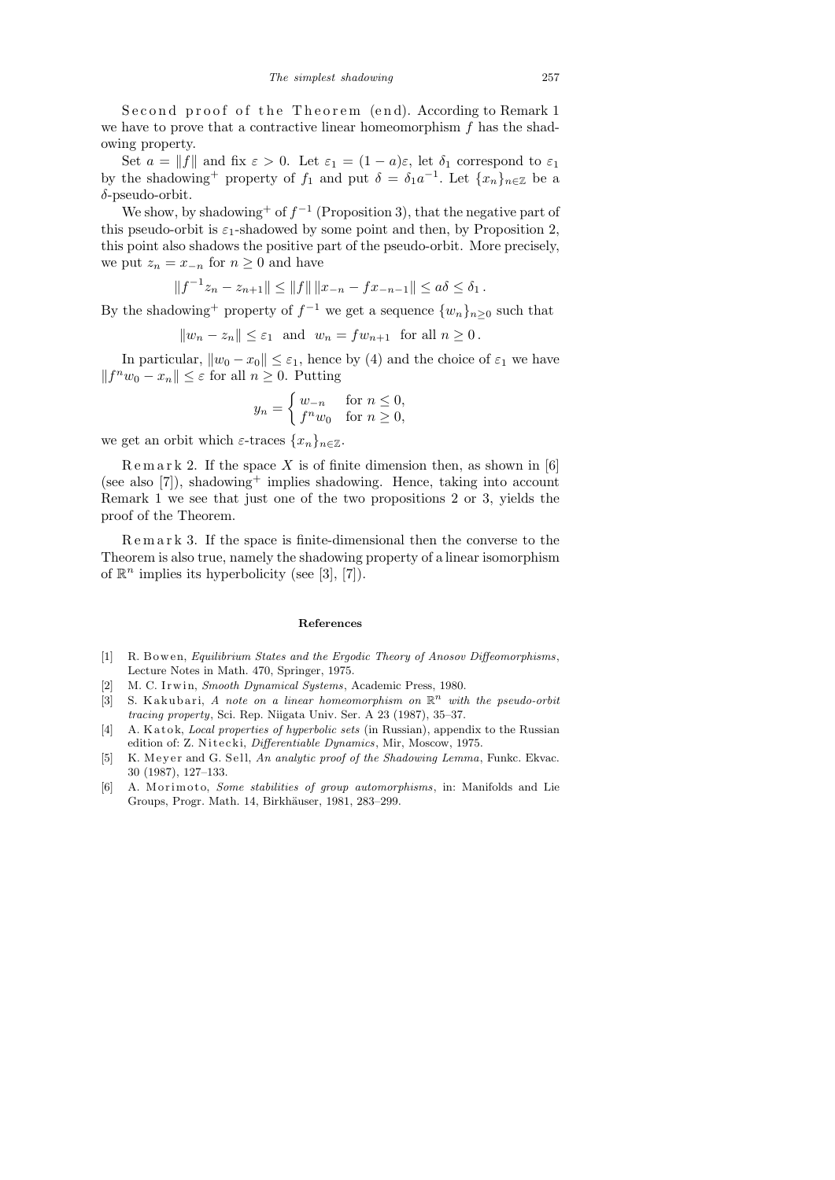Second proof of the Theorem (end). According to Remark 1 we have to prove that a contractive linear homeomorphism $f$ has the shadowing property.

Set $a = \|f\|$ and fix $\varepsilon > 0$. Let $\varepsilon_1 = (1-a)\varepsilon$, let $\delta_1$ correspond to $\varepsilon_1$ by the shadowing$^+$ property of $f_1$ and put $\delta = \delta_1 a^{-1}$. Let $\{x_n\}_{n\in\mathbb{Z}}$ be a $\delta$-pseudo-orbit.

We show, by shadowing$^+$ of $f^{-1}$ (Proposition 3), that the negative part of this pseudo-orbit is $\varepsilon_1$-shadowed by some point and then, by Proposition 2, this point also shadows the positive part of the pseudo-orbit. More precisely, we put $z_n = x_{-n}$ for $n \ge 0$ and have

$$\|f^{-1}z_n - z_{n+1}\| \le \|f\|\,\|x_{-n} - fx_{-n-1}\| \le a\delta \le \delta_1 .$$

By the shadowing$^+$ property of $f^{-1}$ we get a sequence $\{w_n\}_{n\ge 0}$ such that

$$\|w_n - z_n\| \le \varepsilon_1 \quad \text{and} \quad w_n = fw_{n+1} \quad \text{for all } n \ge 0 .$$

In particular, $\|w_0 - x_0\| \le \varepsilon_1$, hence by (4) and the choice of $\varepsilon_1$ we have $\|f^n w_0 - x_n\| \le \varepsilon$ for all $n \ge 0$. Putting

$$y_n = \begin{cases} w_{-n} & \text{for } n \le 0, \\ f^n w_0 & \text{for } n \ge 0, \end{cases}$$

we get an orbit which $\varepsilon$-traces $\{x_n\}_{n\in\mathbb{Z}}$.

Remark 2. If the space $X$ is of finite dimension then, as shown in [6] (see also [7]), shadowing$^+$ implies shadowing. Hence, taking into account Remark 1 we see that just one of the two propositions 2 or 3, yields the proof of the Theorem.

Remark 3. If the space is finite-dimensional then the converse to the Theorem is also true, namely the shadowing property of a linear isomorphism of $\mathbb{R}^n$ implies its hyperbolicity (see [3], [7]).

## References

[1] R. Bowen, *Equilibrium States and the Ergodic Theory of Anosov Diffeomorphisms*, Lecture Notes in Math. 470, Springer, 1975.

[2] M. C. Irwin, *Smooth Dynamical Systems*, Academic Press, 1980.

[3] S. Kakubari, *A note on a linear homeomorphism on $\mathbb{R}^n$ with the pseudo-orbit tracing property*, Sci. Rep. Niigata Univ. Ser. A 23 (1987), 35–37.

[4] A. Katok, *Local properties of hyperbolic sets* (in Russian), appendix to the Russian edition of: Z. Nitecki, *Differentiable Dynamics*, Mir, Moscow, 1975.

[5] K. Meyer and G. Sell, *An analytic proof of the Shadowing Lemma*, Funkc. Ekvac. 30 (1987), 127–133.

[6] A. Morimoto, *Some stabilities of group automorphisms*, in: Manifolds and Lie Groups, Progr. Math. 14, Birkhäuser, 1981, 283–299.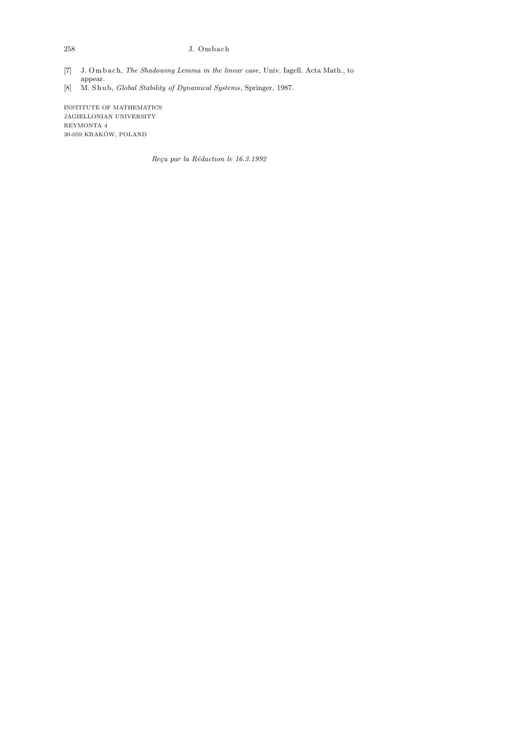[7] J. Ombach, *The Shadowing Lemma in the linear case*, Univ. Iagell. Acta Math., to appear.

[8] M. Shub, *Global Stability of Dynamical Systems*, Springer, 1987.

INSTITUTE OF MATHEMATICS
JAGIELLONIAN UNIVERSITY
REYMONTA 4
30-059 KRAKÓW, POLAND

*Reçu par la Rédaction le 16.3.1992*